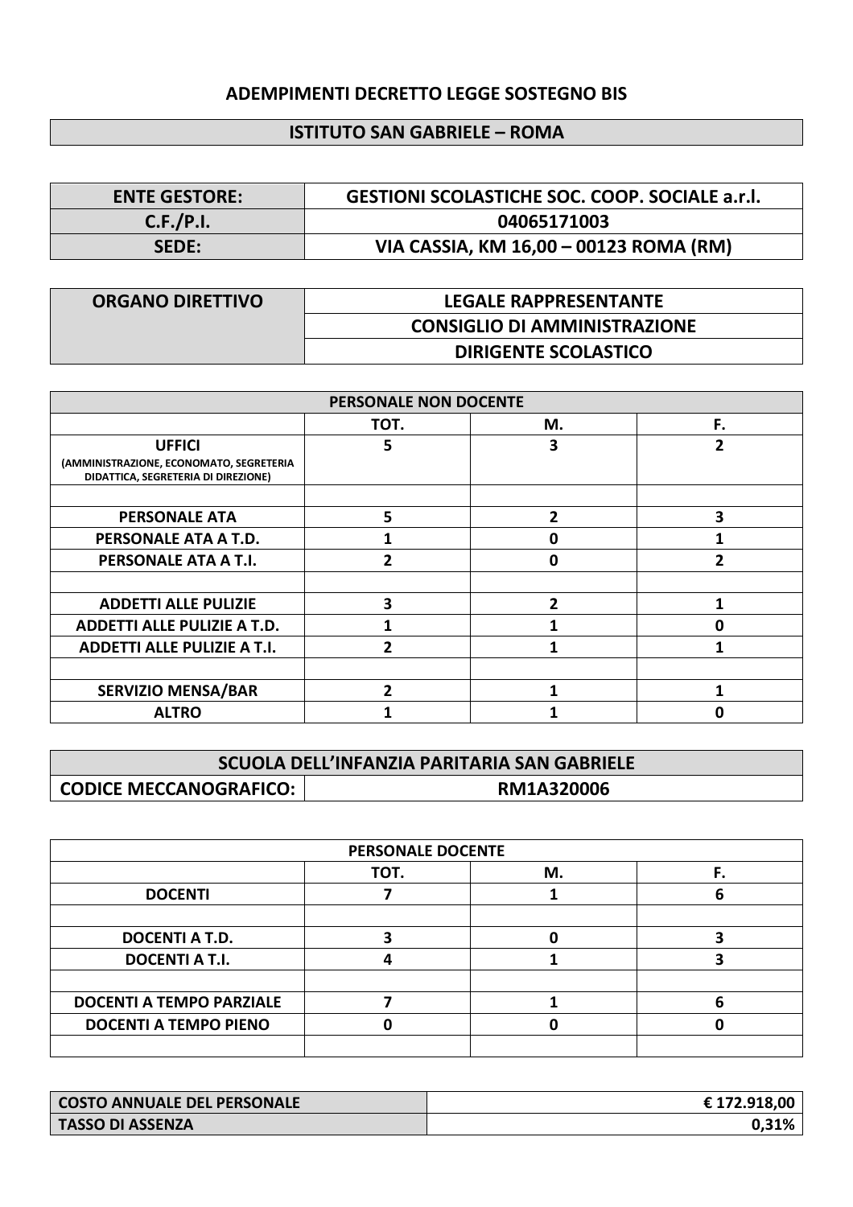## ADEMPIMENTI DECRETO LEGGE SOSTEGNO BIS

## ISTITUTO SAN GABRIELE – ROMA

| ENTE GESTORE: | GESTIONI SCOLASTICHE SOC. COOP. SOCIALE a.r.l. |
|---|---|
| C.F./P.I. | 04065171003 |
| SEDE: | VIA CASSIA, KM 16,00 – 00123 ROMA (RM) |

| ORGANO DIRETTIVO | LEGALE RAPPRESENTANTE |
|---|---|
| | CONSIGLIO DI AMMINISTRAZIONE |
| | DIRIGENTE SCOLASTICO |

| PERSONALE NON DOCENTE | | | |
|---|---|---|---|
| | TOT. | M. | F. |
| UFFICI (AMMINISTRAZIONE, ECONOMATO, SEGRETERIA DIDATTICA, SEGRETERIA DI DIREZIONE) | 5 | 3 | 2 |
| | | | |
| PERSONALE ATA | 5 | 2 | 3 |
| PERSONALE ATA A T.D. | 1 | 0 | 1 |
| PERSONALE ATA A T.I. | 2 | 0 | 2 |
| | | | |
| ADDETTI ALLE PULIZIE | 3 | 2 | 1 |
| ADDETTI ALLE PULIZIE A T.D. | 1 | 1 | 0 |
| ADDETTI ALLE PULIZIE A T.I. | 2 | 1 | 1 |
| | | | |
| SERVIZIO MENSA/BAR | 2 | 1 | 1 |
| ALTRO | 1 | 1 | 0 |

| SCUOLA DELL'INFANZIA PARITARIA SAN GABRIELE | |
|---|---|
| CODICE MECCANOGRAFICO: | RM1A320006 |

| PERSONALE DOCENTE | | | |
|---|---|---|---|
| | TOT. | M. | F. |
| DOCENTI | 7 | 1 | 6 |
| | | | |
| DOCENTI A T.D. | 3 | 0 | 3 |
| DOCENTI A T.I. | 4 | 1 | 3 |
| | | | |
| DOCENTI A TEMPO PARZIALE | 7 | 1 | 6 |
| DOCENTI A TEMPO PIENO | 0 | 0 | 0 |
| | | | |

| COSTO ANNUALE DEL PERSONALE | € 172.918,00 |
|---|---|
| TASSO DI ASSENZA | 0,31% |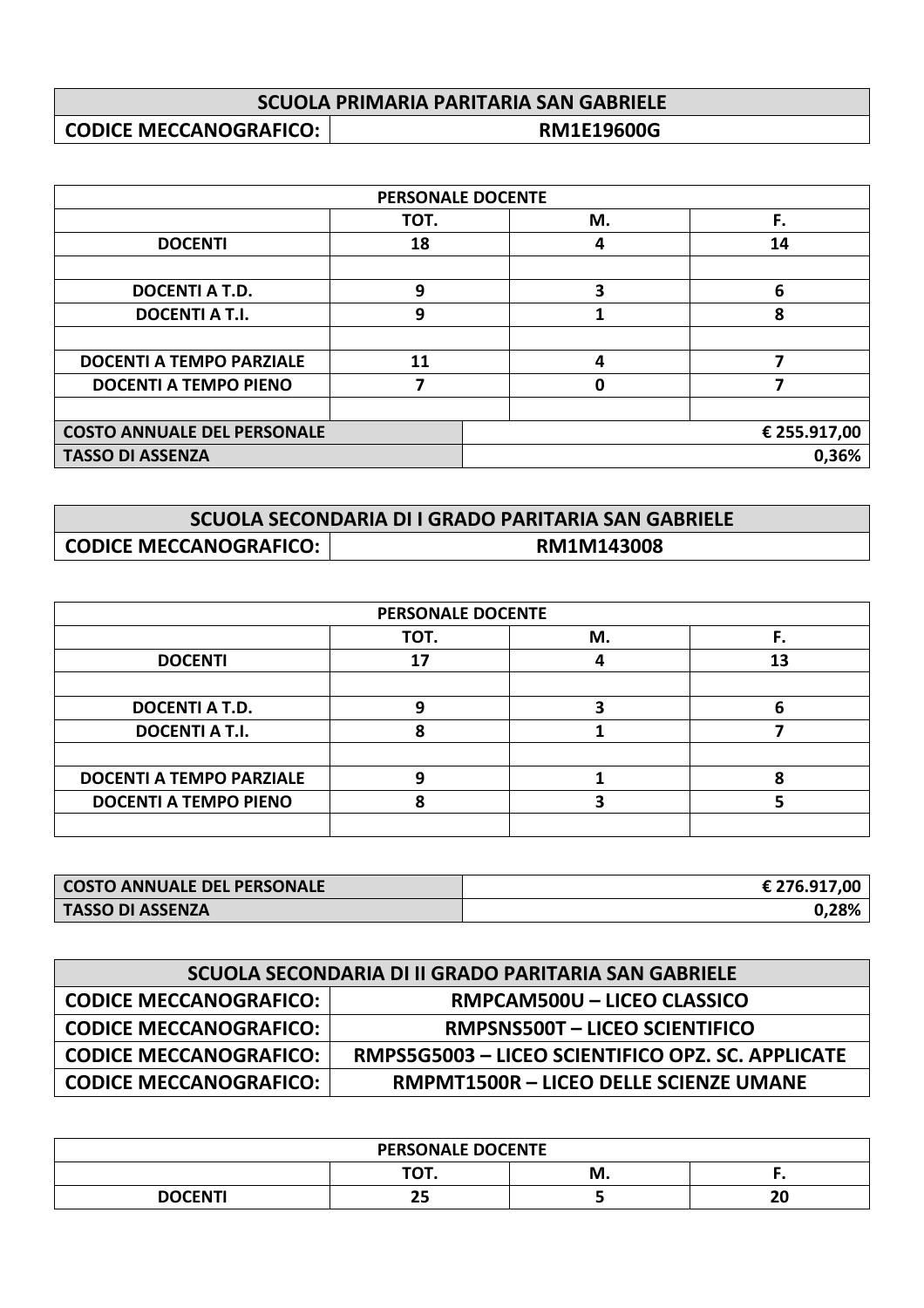| SCUOLA PRIMARIA PARITARIA SAN GABRIELE | |
|---|---|
| CODICE MECCANOGRAFICO: | RM1E19600G |

| PERSONALE DOCENTE | | | |
|---|---|---|---|
| | TOT. | M. | F. |
| DOCENTI | 18 | 4 | 14 |
| | | | |
| DOCENTI A T.D. | 9 | 3 | 6 |
| DOCENTI A T.I. | 9 | 1 | 8 |
| | | | |
| DOCENTI A TEMPO PARZIALE | 11 | 4 | 7 |
| DOCENTI A TEMPO PIENO | 7 | 0 | 7 |
| | | | |
| COSTO ANNUALE DEL PERSONALE | | | € 255.917,00 |
| TASSO DI ASSENZA | | | 0,36% |

| SCUOLA SECONDARIA DI I GRADO PARITARIA SAN GABRIELE | |
|---|---|
| CODICE MECCANOGRAFICO: | RM1M143008 |

| PERSONALE DOCENTE | | | |
|---|---|---|---|
| | TOT. | M. | F. |
| DOCENTI | 17 | 4 | 13 |
| | | | |
| DOCENTI A T.D. | 9 | 3 | 6 |
| DOCENTI A T.I. | 8 | 1 | 7 |
| | | | |
| DOCENTI A TEMPO PARZIALE | 9 | 1 | 8 |
| DOCENTI A TEMPO PIENO | 8 | 3 | 5 |
| | | | |

| COSTO ANNUALE DEL PERSONALE | € 276.917,00 |
|---|---|
| TASSO DI ASSENZA | 0,28% |

| SCUOLA SECONDARIA DI II GRADO PARITARIA SAN GABRIELE | |
|---|---|
| CODICE MECCANOGRAFICO: | RMPCAM500U – LICEO CLASSICO |
| CODICE MECCANOGRAFICO: | RMPSNS500T – LICEO SCIENTIFICO |
| CODICE MECCANOGRAFICO: | RMPS5G5003 – LICEO SCIENTIFICO OPZ. SC. APPLICATE |
| CODICE MECCANOGRAFICO: | RMPMT1500R – LICEO DELLE SCIENZE UMANE |

| PERSONALE DOCENTE | | | |
|---|---|---|---|
| | TOT. | M. | F. |
| DOCENTI | 25 | 5 | 20 |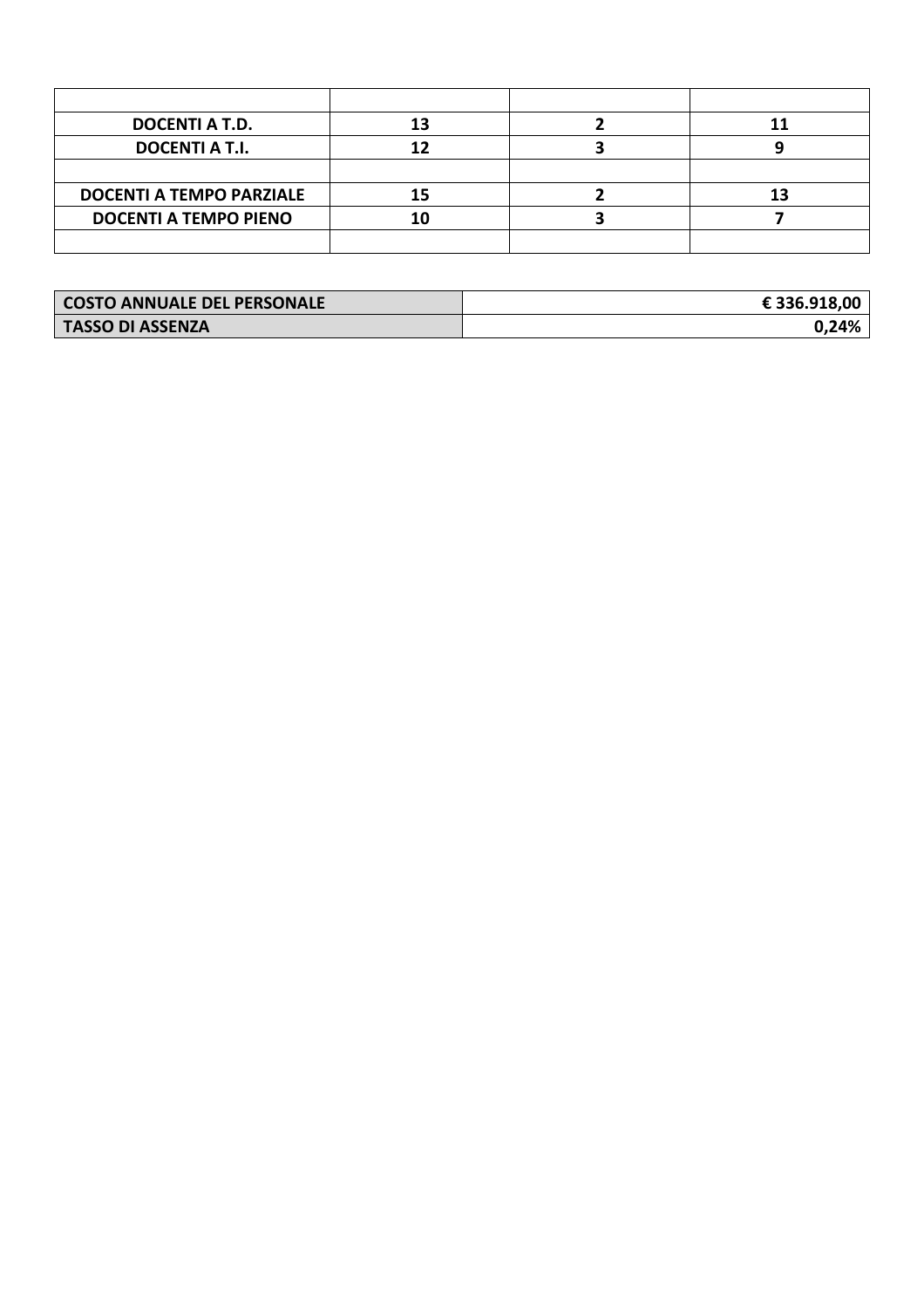| | | | |
|---|---|---|---|
| | | | |
| **DOCENTI A T.D.** | **13** | **2** | **11** |
| **DOCENTI A T.I.** | **12** | **3** | **9** |
| | | | |
| **DOCENTI A TEMPO PARZIALE** | **15** | **2** | **13** |
| **DOCENTI A TEMPO PIENO** | **10** | **3** | **7** |
| | | | |

| | |
|---|---|
| **COSTO ANNUALE DEL PERSONALE** | **€ 336.918,00** |
| **TASSO DI ASSENZA** | **0,24%** |